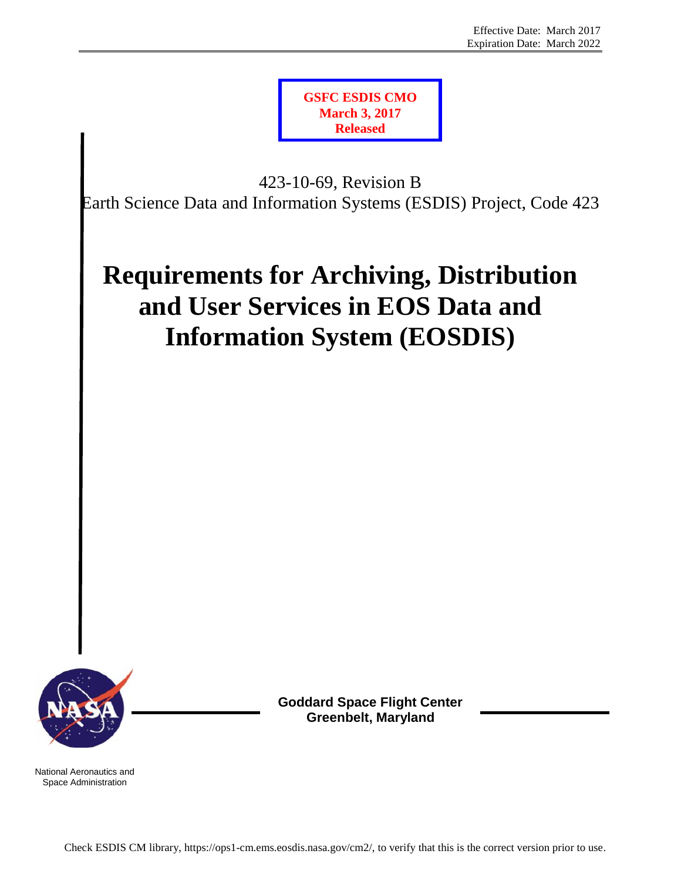Effective Date: March 2017
Expiration Date: March 2022

**GSFC ESDIS CMO**
**March 3, 2017**
**Released**

423-10-69, Revision B

Earth Science Data and Information Systems (ESDIS) Project, Code 423

# Requirements for Archiving, Distribution and User Services in EOS Data and Information System (EOSDIS)

**Goddard Space Flight Center**
**Greenbelt, Maryland**

National Aeronautics and Space Administration

Check ESDIS CM library, https://ops1-cm.ems.eosdis.nasa.gov/cm2/, to verify that this is the correct version prior to use.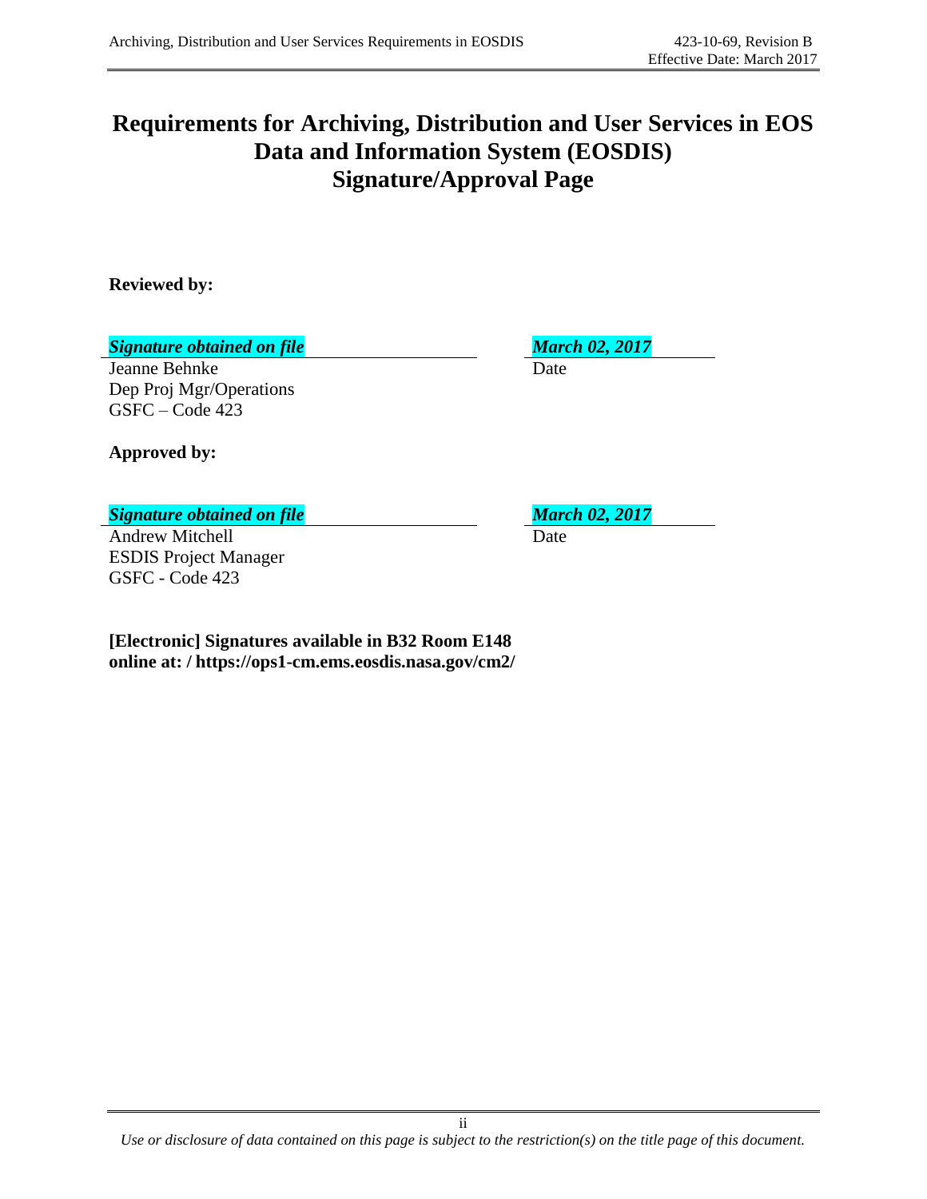# Requirements for Archiving, Distribution and User Services in EOS Data and Information System (EOSDIS) Signature/Approval Page

**Reviewed by:**

***Signature obtained on file*** — ***March 02, 2017***

Jeanne Behnke — Date
Dep Proj Mgr/Operations
GSFC – Code 423

**Approved by:**

***Signature obtained on file*** — ***March 02, 2017***

Andrew Mitchell — Date
ESDIS Project Manager
GSFC - Code 423

**[Electronic] Signatures available in B32 Room E148**
**online at: / https://ops1-cm.ems.eosdis.nasa.gov/cm2/**

*Use or disclosure of data contained on this page is subject to the restriction(s) on the title page of this document.*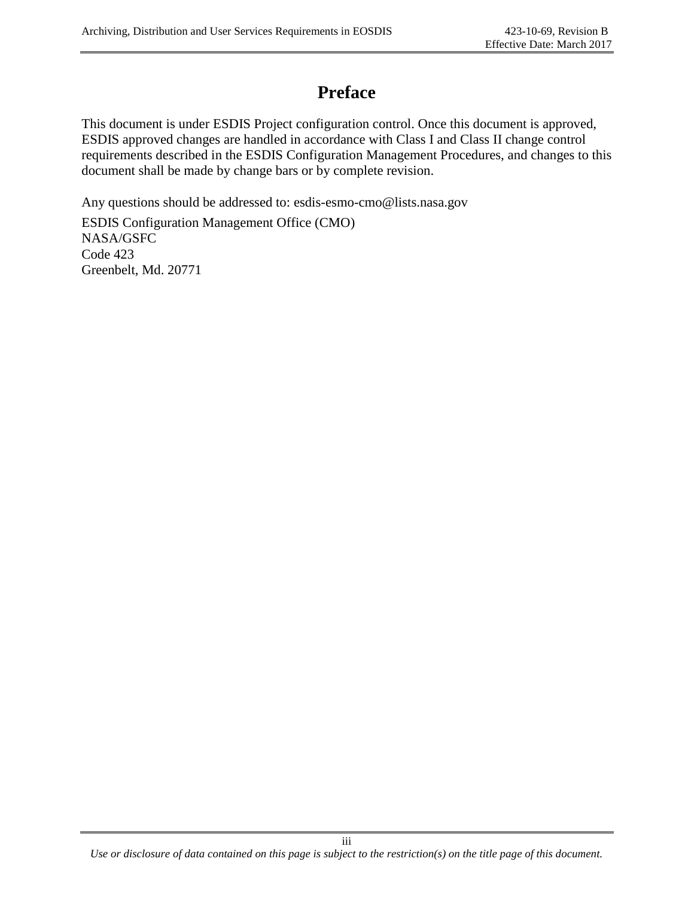# Preface

This document is under ESDIS Project configuration control. Once this document is approved, ESDIS approved changes are handled in accordance with Class I and Class II change control requirements described in the ESDIS Configuration Management Procedures, and changes to this document shall be made by change bars or by complete revision.

Any questions should be addressed to: esdis-esmo-cmo@lists.nasa.gov

ESDIS Configuration Management Office (CMO)
NASA/GSFC
Code 423
Greenbelt, Md. 20771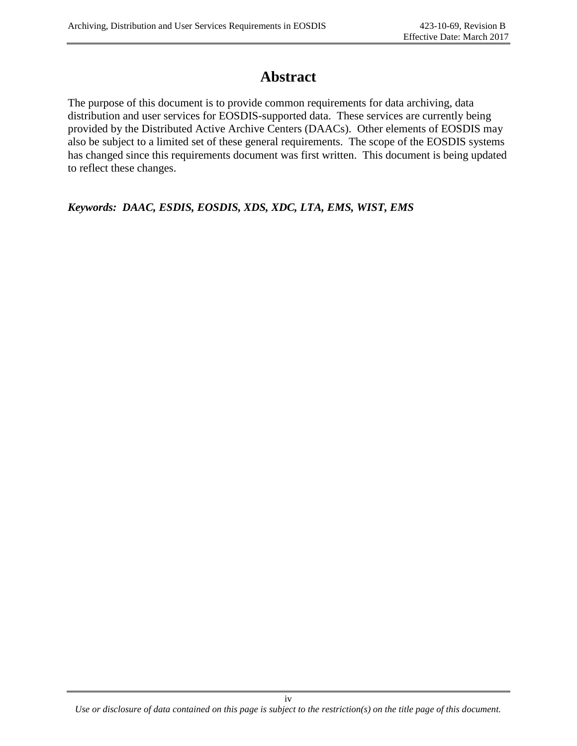# Abstract

The purpose of this document is to provide common requirements for data archiving, data distribution and user services for EOSDIS-supported data. These services are currently being provided by the Distributed Active Archive Centers (DAACs). Other elements of EOSDIS may also be subject to a limited set of these general requirements. The scope of the EOSDIS systems has changed since this requirements document was first written. This document is being updated to reflect these changes.

***Keywords:** DAAC, ESDIS, EOSDIS, XDS, XDC, LTA, EMS, WIST, EMS*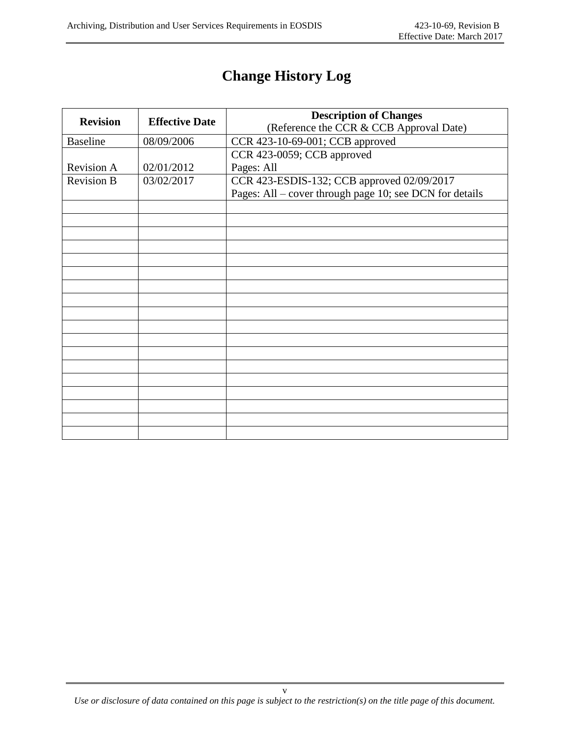# Change History Log

| Revision | Effective Date | Description of Changes (Reference the CCR & CCB Approval Date) |
|---|---|---|
| Baseline | 08/09/2006 | CCR 423-10-69-001; CCB approved |
| Revision A | 02/01/2012 | CCR 423-0059; CCB approved<br>Pages: All |
| Revision B | 03/02/2017 | CCR 423-ESDIS-132; CCB approved 02/09/2017<br>Pages: All – cover through page 10; see DCN for details |
| | | |
| | | |
| | | |
| | | |
| | | |
| | | |
| | | |
| | | |
| | | |
| | | |
| | | |
| | | |
| | | |
| | | |
| | | |
| | | |
| | | |
| | | |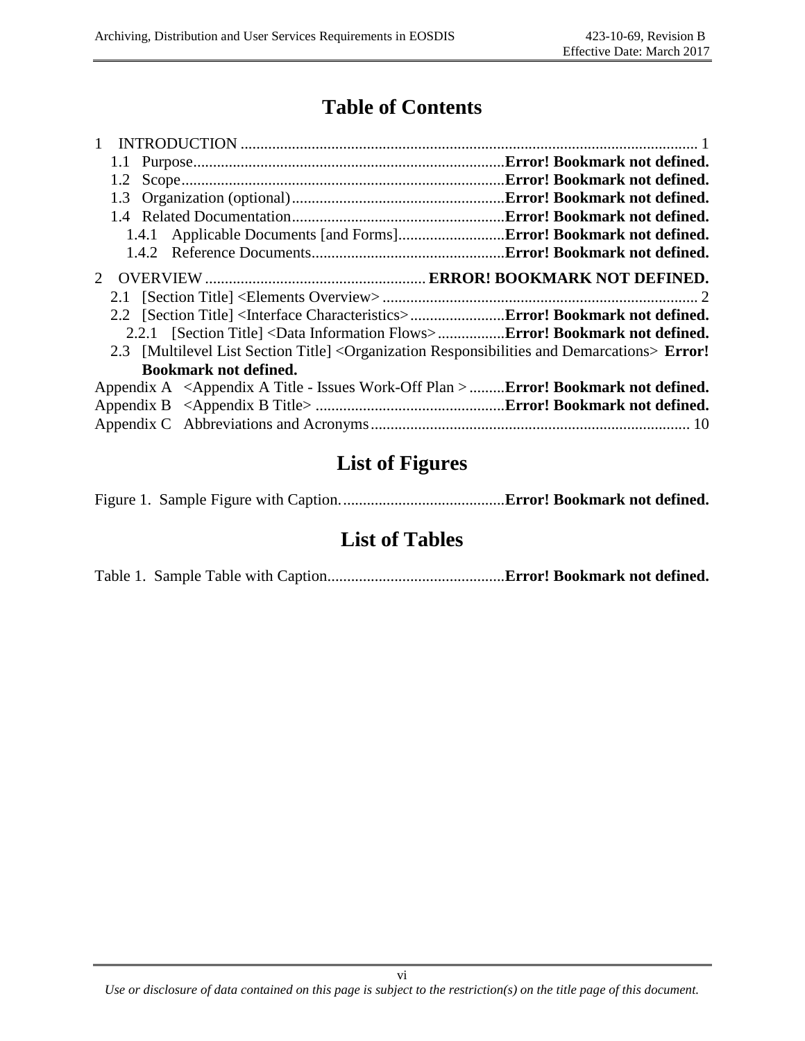# Table of Contents

1 INTRODUCTION ........................................................................................................................ 1

1.1 Purpose................................................................................**Error! Bookmark not defined.**

1.2 Scope...................................................................................**Error! Bookmark not defined.**

1.3 Organization (optional).......................................................**Error! Bookmark not defined.**

1.4 Related Documentation.......................................................**Error! Bookmark not defined.**

1.4.1 Applicable Documents [and Forms]............................**Error! Bookmark not defined.**

1.4.2 Reference Documents..................................................**Error! Bookmark not defined.**

2 OVERVIEW ........................................................ **ERROR! BOOKMARK NOT DEFINED.**

2.1 [Section Title] <Elements Overview> ................................................................................. 2

2.2 [Section Title] <Interface Characteristics>.........................**Error! Bookmark not defined.**

2.2.1 [Section Title] <Data Information Flows>..................**Error! Bookmark not defined.**

2.3 [Multilevel List Section Title] <Organization Responsibilities and Demarcations> **Error! Bookmark not defined.**

Appendix A <Appendix A Title - Issues Work-Off Plan > .........**Error! Bookmark not defined.**

Appendix B <Appendix B Title> ................................................**Error! Bookmark not defined.**

Appendix C Abbreviations and Acronyms................................................................................ 10

# List of Figures

Figure 1. Sample Figure with Caption. ..........................................**Error! Bookmark not defined.**

# List of Tables

Table 1. Sample Table with Caption.............................................**Error! Bookmark not defined.**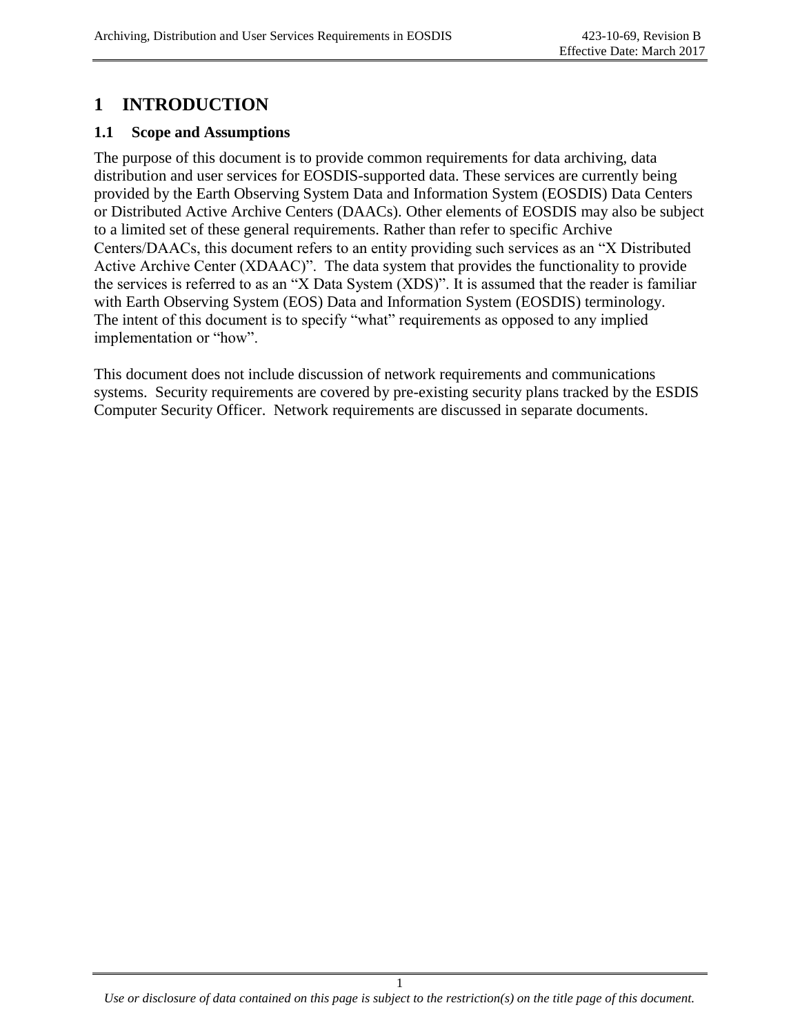# 1 INTRODUCTION

## 1.1 Scope and Assumptions

The purpose of this document is to provide common requirements for data archiving, data distribution and user services for EOSDIS-supported data. These services are currently being provided by the Earth Observing System Data and Information System (EOSDIS) Data Centers or Distributed Active Archive Centers (DAACs). Other elements of EOSDIS may also be subject to a limited set of these general requirements. Rather than refer to specific Archive Centers/DAACs, this document refers to an entity providing such services as an "X Distributed Active Archive Center (XDAAC)". The data system that provides the functionality to provide the services is referred to as an "X Data System (XDS)". It is assumed that the reader is familiar with Earth Observing System (EOS) Data and Information System (EOSDIS) terminology. The intent of this document is to specify "what" requirements as opposed to any implied implementation or "how".

This document does not include discussion of network requirements and communications systems. Security requirements are covered by pre-existing security plans tracked by the ESDIS Computer Security Officer. Network requirements are discussed in separate documents.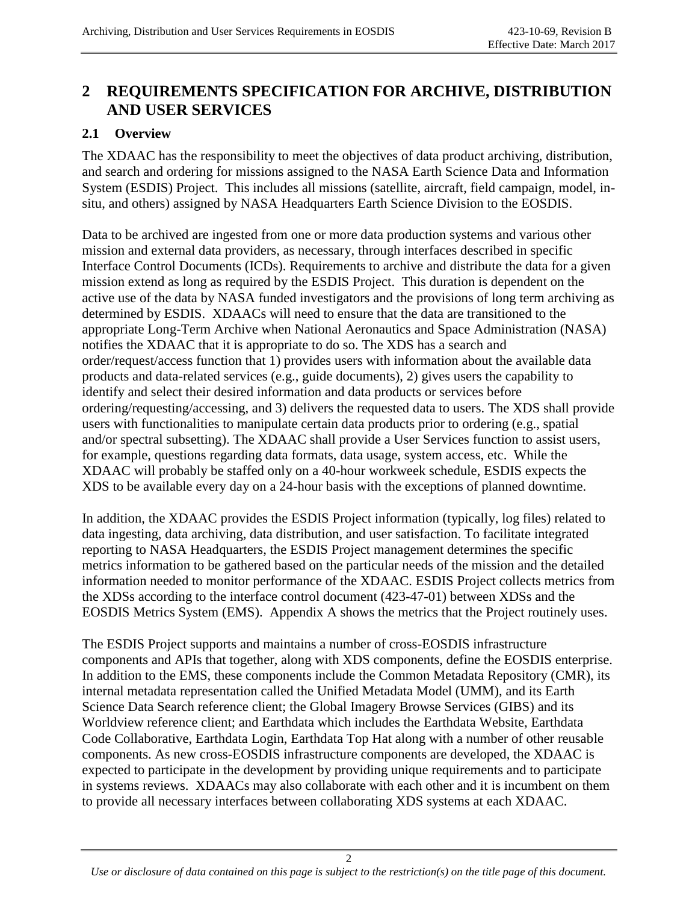# 2 REQUIREMENTS SPECIFICATION FOR ARCHIVE, DISTRIBUTION AND USER SERVICES

## 2.1 Overview

The XDAAC has the responsibility to meet the objectives of data product archiving, distribution, and search and ordering for missions assigned to the NASA Earth Science Data and Information System (ESDIS) Project. This includes all missions (satellite, aircraft, field campaign, model, in-situ, and others) assigned by NASA Headquarters Earth Science Division to the EOSDIS.

Data to be archived are ingested from one or more data production systems and various other mission and external data providers, as necessary, through interfaces described in specific Interface Control Documents (ICDs). Requirements to archive and distribute the data for a given mission extend as long as required by the ESDIS Project. This duration is dependent on the active use of the data by NASA funded investigators and the provisions of long term archiving as determined by ESDIS. XDAACs will need to ensure that the data are transitioned to the appropriate Long-Term Archive when National Aeronautics and Space Administration (NASA) notifies the XDAAC that it is appropriate to do so. The XDS has a search and order/request/access function that 1) provides users with information about the available data products and data-related services (e.g., guide documents), 2) gives users the capability to identify and select their desired information and data products or services before ordering/requesting/accessing, and 3) delivers the requested data to users. The XDS shall provide users with functionalities to manipulate certain data products prior to ordering (e.g., spatial and/or spectral subsetting). The XDAAC shall provide a User Services function to assist users, for example, questions regarding data formats, data usage, system access, etc. While the XDAAC will probably be staffed only on a 40-hour workweek schedule, ESDIS expects the XDS to be available every day on a 24-hour basis with the exceptions of planned downtime.

In addition, the XDAAC provides the ESDIS Project information (typically, log files) related to data ingesting, data archiving, data distribution, and user satisfaction. To facilitate integrated reporting to NASA Headquarters, the ESDIS Project management determines the specific metrics information to be gathered based on the particular needs of the mission and the detailed information needed to monitor performance of the XDAAC. ESDIS Project collects metrics from the XDSs according to the interface control document (423-47-01) between XDSs and the EOSDIS Metrics System (EMS). Appendix A shows the metrics that the Project routinely uses.

The ESDIS Project supports and maintains a number of cross-EOSDIS infrastructure components and APIs that together, along with XDS components, define the EOSDIS enterprise. In addition to the EMS, these components include the Common Metadata Repository (CMR), its internal metadata representation called the Unified Metadata Model (UMM), and its Earth Science Data Search reference client; the Global Imagery Browse Services (GIBS) and its Worldview reference client; and Earthdata which includes the Earthdata Website, Earthdata Code Collaborative, Earthdata Login, Earthdata Top Hat along with a number of other reusable components. As new cross-EOSDIS infrastructure components are developed, the XDAAC is expected to participate in the development by providing unique requirements and to participate in systems reviews. XDAACs may also collaborate with each other and it is incumbent on them to provide all necessary interfaces between collaborating XDS systems at each XDAAC.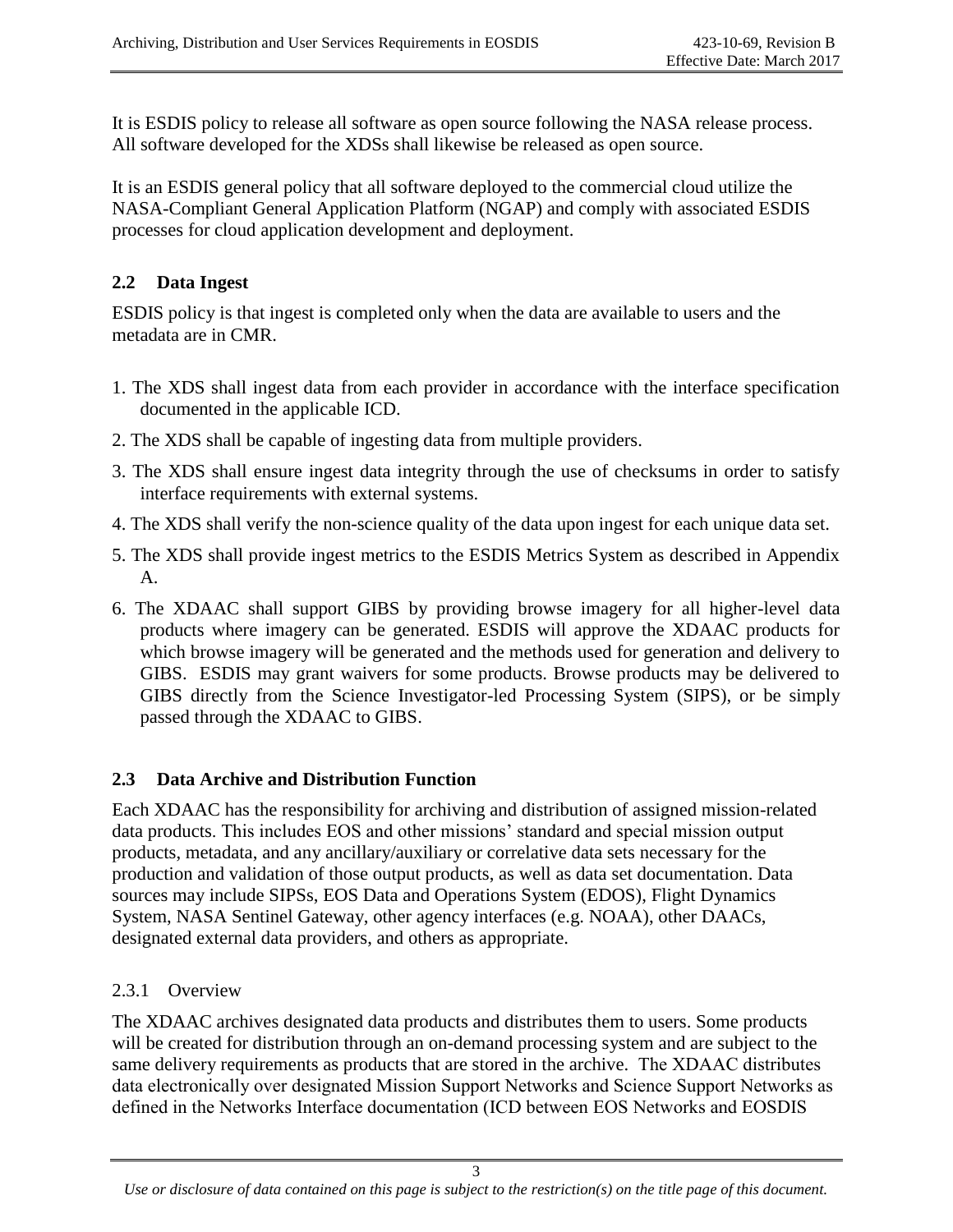It is ESDIS policy to release all software as open source following the NASA release process. All software developed for the XDSs shall likewise be released as open source.

It is an ESDIS general policy that all software deployed to the commercial cloud utilize the NASA-Compliant General Application Platform (NGAP) and comply with associated ESDIS processes for cloud application development and deployment.

## 2.2 Data Ingest

ESDIS policy is that ingest is completed only when the data are available to users and the metadata are in CMR.

1. The XDS shall ingest data from each provider in accordance with the interface specification documented in the applicable ICD.
2. The XDS shall be capable of ingesting data from multiple providers.
3. The XDS shall ensure ingest data integrity through the use of checksums in order to satisfy interface requirements with external systems.
4. The XDS shall verify the non-science quality of the data upon ingest for each unique data set.
5. The XDS shall provide ingest metrics to the ESDIS Metrics System as described in Appendix A.
6. The XDAAC shall support GIBS by providing browse imagery for all higher-level data products where imagery can be generated. ESDIS will approve the XDAAC products for which browse imagery will be generated and the methods used for generation and delivery to GIBS. ESDIS may grant waivers for some products. Browse products may be delivered to GIBS directly from the Science Investigator-led Processing System (SIPS), or be simply passed through the XDAAC to GIBS.

## 2.3 Data Archive and Distribution Function

Each XDAAC has the responsibility for archiving and distribution of assigned mission-related data products. This includes EOS and other missions' standard and special mission output products, metadata, and any ancillary/auxiliary or correlative data sets necessary for the production and validation of those output products, as well as data set documentation. Data sources may include SIPSs, EOS Data and Operations System (EDOS), Flight Dynamics System, NASA Sentinel Gateway, other agency interfaces (e.g. NOAA), other DAACs, designated external data providers, and others as appropriate.

### 2.3.1 Overview

The XDAAC archives designated data products and distributes them to users. Some products will be created for distribution through an on-demand processing system and are subject to the same delivery requirements as products that are stored in the archive. The XDAAC distributes data electronically over designated Mission Support Networks and Science Support Networks as defined in the Networks Interface documentation (ICD between EOS Networks and EOSDIS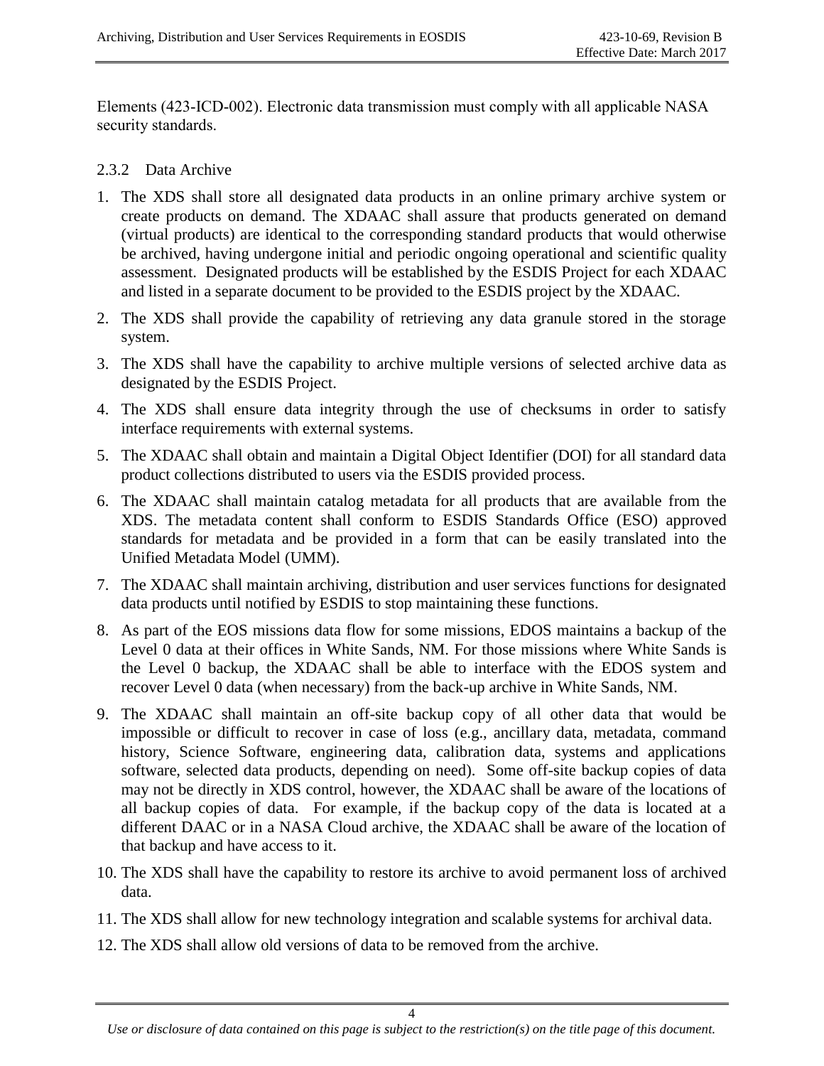Elements (423-ICD-002). Electronic data transmission must comply with all applicable NASA security standards.

### 2.3.2 Data Archive

1. The XDS shall store all designated data products in an online primary archive system or create products on demand. The XDAAC shall assure that products generated on demand (virtual products) are identical to the corresponding standard products that would otherwise be archived, having undergone initial and periodic ongoing operational and scientific quality assessment. Designated products will be established by the ESDIS Project for each XDAAC and listed in a separate document to be provided to the ESDIS project by the XDAAC.
2. The XDS shall provide the capability of retrieving any data granule stored in the storage system.
3. The XDS shall have the capability to archive multiple versions of selected archive data as designated by the ESDIS Project.
4. The XDS shall ensure data integrity through the use of checksums in order to satisfy interface requirements with external systems.
5. The XDAAC shall obtain and maintain a Digital Object Identifier (DOI) for all standard data product collections distributed to users via the ESDIS provided process.
6. The XDAAC shall maintain catalog metadata for all products that are available from the XDS. The metadata content shall conform to ESDIS Standards Office (ESO) approved standards for metadata and be provided in a form that can be easily translated into the Unified Metadata Model (UMM).
7. The XDAAC shall maintain archiving, distribution and user services functions for designated data products until notified by ESDIS to stop maintaining these functions.
8. As part of the EOS missions data flow for some missions, EDOS maintains a backup of the Level 0 data at their offices in White Sands, NM. For those missions where White Sands is the Level 0 backup, the XDAAC shall be able to interface with the EDOS system and recover Level 0 data (when necessary) from the back-up archive in White Sands, NM.
9. The XDAAC shall maintain an off-site backup copy of all other data that would be impossible or difficult to recover in case of loss (e.g., ancillary data, metadata, command history, Science Software, engineering data, calibration data, systems and applications software, selected data products, depending on need). Some off-site backup copies of data may not be directly in XDS control, however, the XDAAC shall be aware of the locations of all backup copies of data. For example, if the backup copy of the data is located at a different DAAC or in a NASA Cloud archive, the XDAAC shall be aware of the location of that backup and have access to it.
10. The XDS shall have the capability to restore its archive to avoid permanent loss of archived data.
11. The XDS shall allow for new technology integration and scalable systems for archival data.
12. The XDS shall allow old versions of data to be removed from the archive.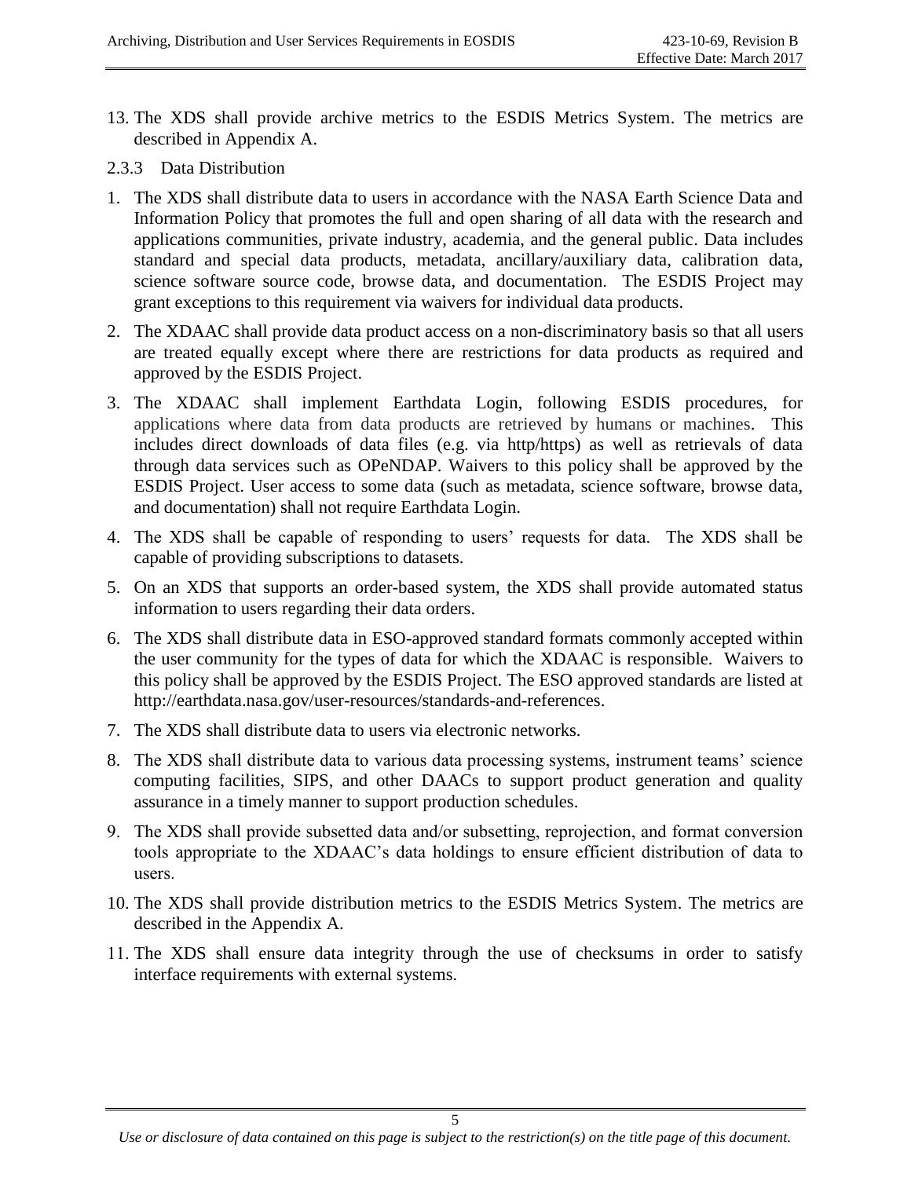13. The XDS shall provide archive metrics to the ESDIS Metrics System. The metrics are described in Appendix A.

### 2.3.3 Data Distribution

1. The XDS shall distribute data to users in accordance with the NASA Earth Science Data and Information Policy that promotes the full and open sharing of all data with the research and applications communities, private industry, academia, and the general public. Data includes standard and special data products, metadata, ancillary/auxiliary data, calibration data, science software source code, browse data, and documentation. The ESDIS Project may grant exceptions to this requirement via waivers for individual data products.
2. The XDAAC shall provide data product access on a non-discriminatory basis so that all users are treated equally except where there are restrictions for data products as required and approved by the ESDIS Project.
3. The XDAAC shall implement Earthdata Login, following ESDIS procedures, for applications where data from data products are retrieved by humans or machines. This includes direct downloads of data files (e.g. via http/https) as well as retrievals of data through data services such as OPeNDAP. Waivers to this policy shall be approved by the ESDIS Project. User access to some data (such as metadata, science software, browse data, and documentation) shall not require Earthdata Login.
4. The XDS shall be capable of responding to users' requests for data. The XDS shall be capable of providing subscriptions to datasets.
5. On an XDS that supports an order-based system, the XDS shall provide automated status information to users regarding their data orders.
6. The XDS shall distribute data in ESO-approved standard formats commonly accepted within the user community for the types of data for which the XDAAC is responsible. Waivers to this policy shall be approved by the ESDIS Project. The ESO approved standards are listed at http://earthdata.nasa.gov/user-resources/standards-and-references.
7. The XDS shall distribute data to users via electronic networks.
8. The XDS shall distribute data to various data processing systems, instrument teams' science computing facilities, SIPS, and other DAACs to support product generation and quality assurance in a timely manner to support production schedules.
9. The XDS shall provide subsetted data and/or subsetting, reprojection, and format conversion tools appropriate to the XDAAC's data holdings to ensure efficient distribution of data to users.
10. The XDS shall provide distribution metrics to the ESDIS Metrics System. The metrics are described in the Appendix A.
11. The XDS shall ensure data integrity through the use of checksums in order to satisfy interface requirements with external systems.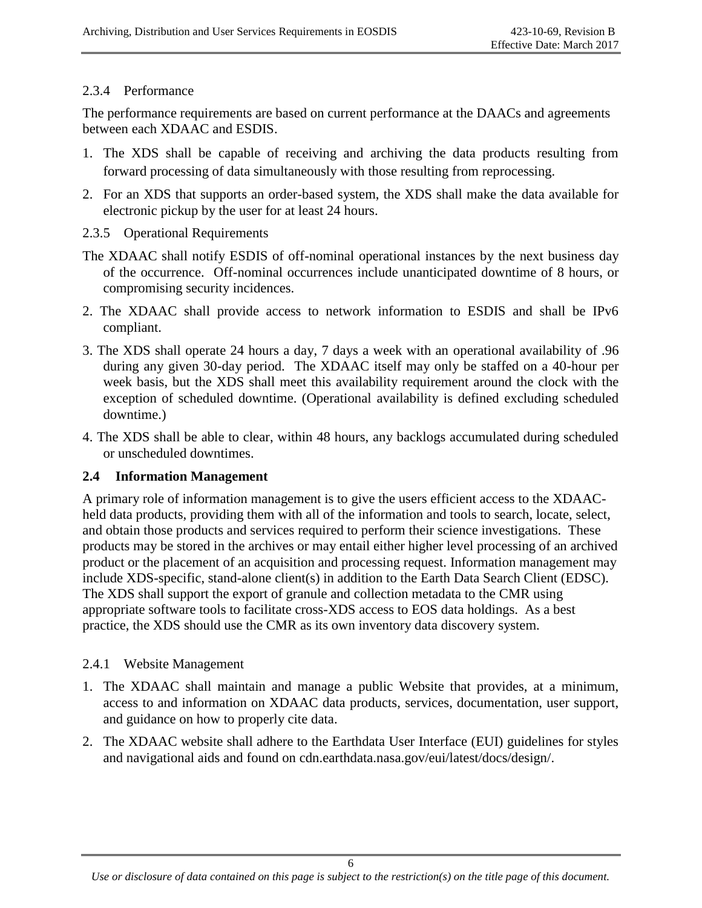### 2.3.4 Performance

The performance requirements are based on current performance at the DAACs and agreements between each XDAAC and ESDIS.

1. The XDS shall be capable of receiving and archiving the data products resulting from forward processing of data simultaneously with those resulting from reprocessing.
2. For an XDS that supports an order-based system, the XDS shall make the data available for electronic pickup by the user for at least 24 hours.

### 2.3.5 Operational Requirements

The XDAAC shall notify ESDIS of off-nominal operational instances by the next business day of the occurrence. Off-nominal occurrences include unanticipated downtime of 8 hours, or compromising security incidences.

2. The XDAAC shall provide access to network information to ESDIS and shall be IPv6 compliant.

3. The XDS shall operate 24 hours a day, 7 days a week with an operational availability of .96 during any given 30-day period. The XDAAC itself may only be staffed on a 40-hour per week basis, but the XDS shall meet this availability requirement around the clock with the exception of scheduled downtime. (Operational availability is defined excluding scheduled downtime.)

4. The XDS shall be able to clear, within 48 hours, any backlogs accumulated during scheduled or unscheduled downtimes.

## 2.4 Information Management

A primary role of information management is to give the users efficient access to the XDAAC-held data products, providing them with all of the information and tools to search, locate, select, and obtain those products and services required to perform their science investigations. These products may be stored in the archives or may entail either higher level processing of an archived product or the placement of an acquisition and processing request. Information management may include XDS-specific, stand-alone client(s) in addition to the Earth Data Search Client (EDSC). The XDS shall support the export of granule and collection metadata to the CMR using appropriate software tools to facilitate cross-XDS access to EOS data holdings. As a best practice, the XDS should use the CMR as its own inventory data discovery system.

### 2.4.1 Website Management

1. The XDAAC shall maintain and manage a public Website that provides, at a minimum, access to and information on XDAAC data products, services, documentation, user support, and guidance on how to properly cite data.
2. The XDAAC website shall adhere to the Earthdata User Interface (EUI) guidelines for styles and navigational aids and found on cdn.earthdata.nasa.gov/eui/latest/docs/design/.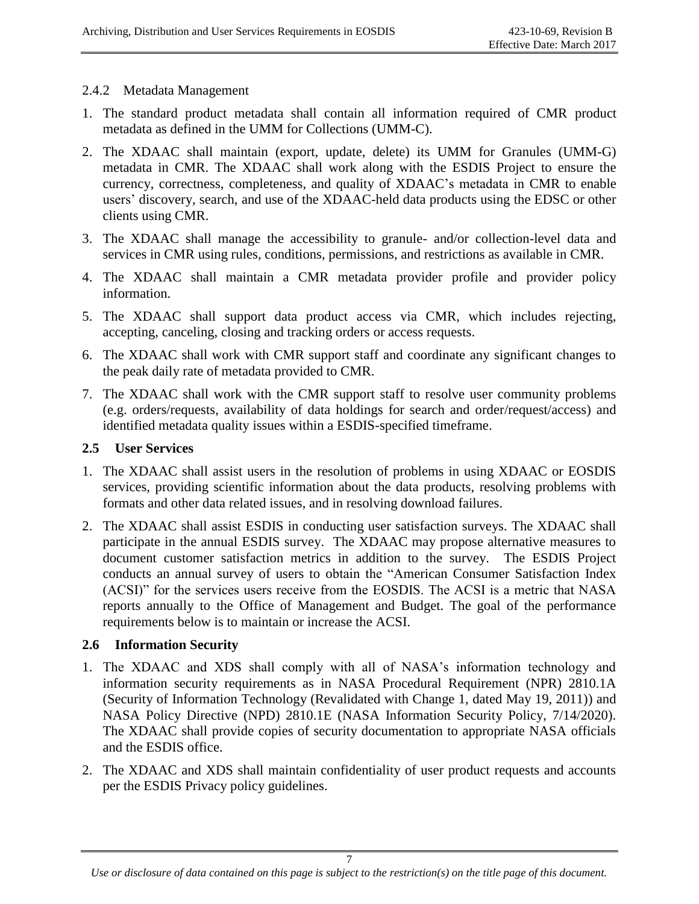### 2.4.2 Metadata Management

1. The standard product metadata shall contain all information required of CMR product metadata as defined in the UMM for Collections (UMM-C).
2. The XDAAC shall maintain (export, update, delete) its UMM for Granules (UMM-G) metadata in CMR. The XDAAC shall work along with the ESDIS Project to ensure the currency, correctness, completeness, and quality of XDAAC's metadata in CMR to enable users' discovery, search, and use of the XDAAC-held data products using the EDSC or other clients using CMR.
3. The XDAAC shall manage the accessibility to granule- and/or collection-level data and services in CMR using rules, conditions, permissions, and restrictions as available in CMR.
4. The XDAAC shall maintain a CMR metadata provider profile and provider policy information.
5. The XDAAC shall support data product access via CMR, which includes rejecting, accepting, canceling, closing and tracking orders or access requests.
6. The XDAAC shall work with CMR support staff and coordinate any significant changes to the peak daily rate of metadata provided to CMR.
7. The XDAAC shall work with the CMR support staff to resolve user community problems (e.g. orders/requests, availability of data holdings for search and order/request/access) and identified metadata quality issues within a ESDIS-specified timeframe.

## 2.5 User Services

1. The XDAAC shall assist users in the resolution of problems in using XDAAC or EOSDIS services, providing scientific information about the data products, resolving problems with formats and other data related issues, and in resolving download failures.
2. The XDAAC shall assist ESDIS in conducting user satisfaction surveys. The XDAAC shall participate in the annual ESDIS survey. The XDAAC may propose alternative measures to document customer satisfaction metrics in addition to the survey. The ESDIS Project conducts an annual survey of users to obtain the "American Consumer Satisfaction Index (ACSI)" for the services users receive from the EOSDIS. The ACSI is a metric that NASA reports annually to the Office of Management and Budget. The goal of the performance requirements below is to maintain or increase the ACSI.

## 2.6 Information Security

1. The XDAAC and XDS shall comply with all of NASA's information technology and information security requirements as in NASA Procedural Requirement (NPR) 2810.1A (Security of Information Technology (Revalidated with Change 1, dated May 19, 2011)) and NASA Policy Directive (NPD) 2810.1E (NASA Information Security Policy, 7/14/2020). The XDAAC shall provide copies of security documentation to appropriate NASA officials and the ESDIS office.
2. The XDAAC and XDS shall maintain confidentiality of user product requests and accounts per the ESDIS Privacy policy guidelines.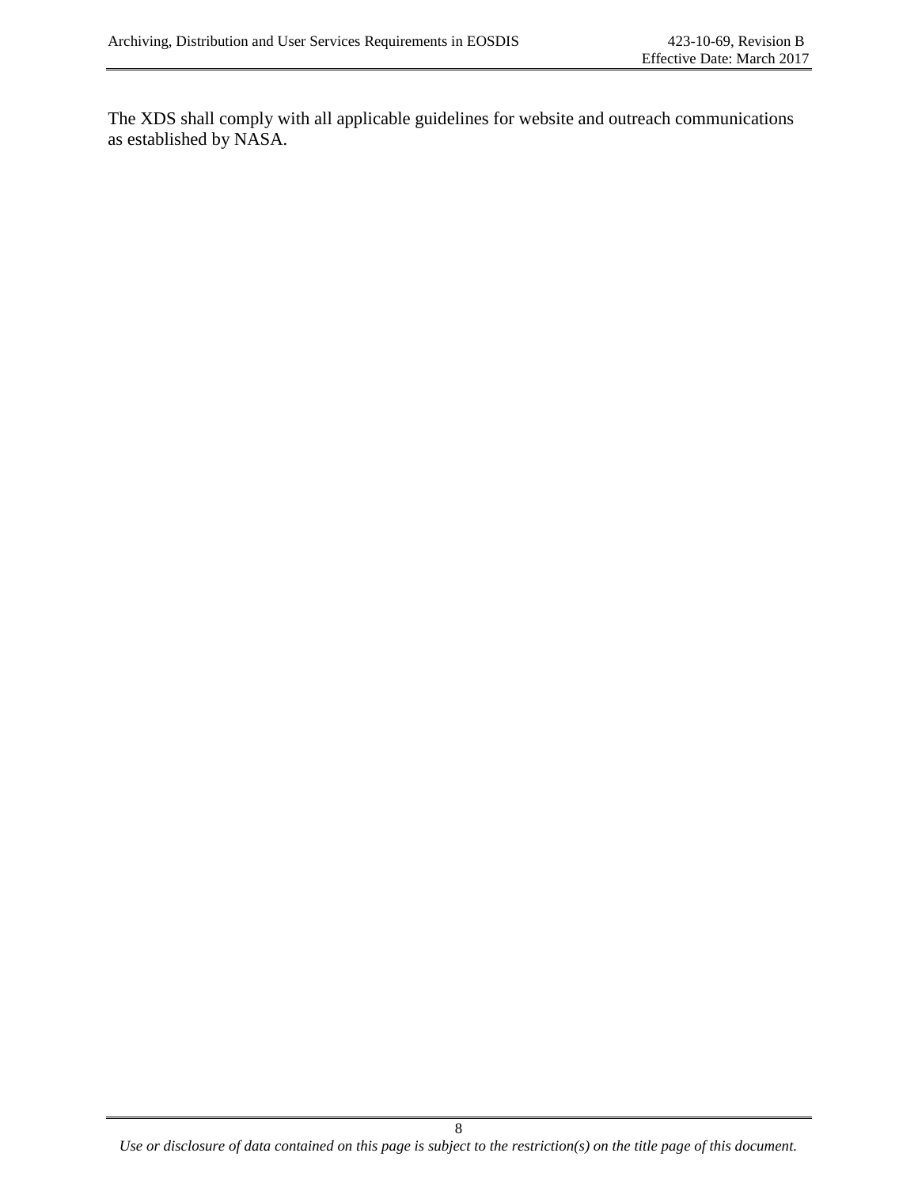The XDS shall comply with all applicable guidelines for website and outreach communications as established by NASA.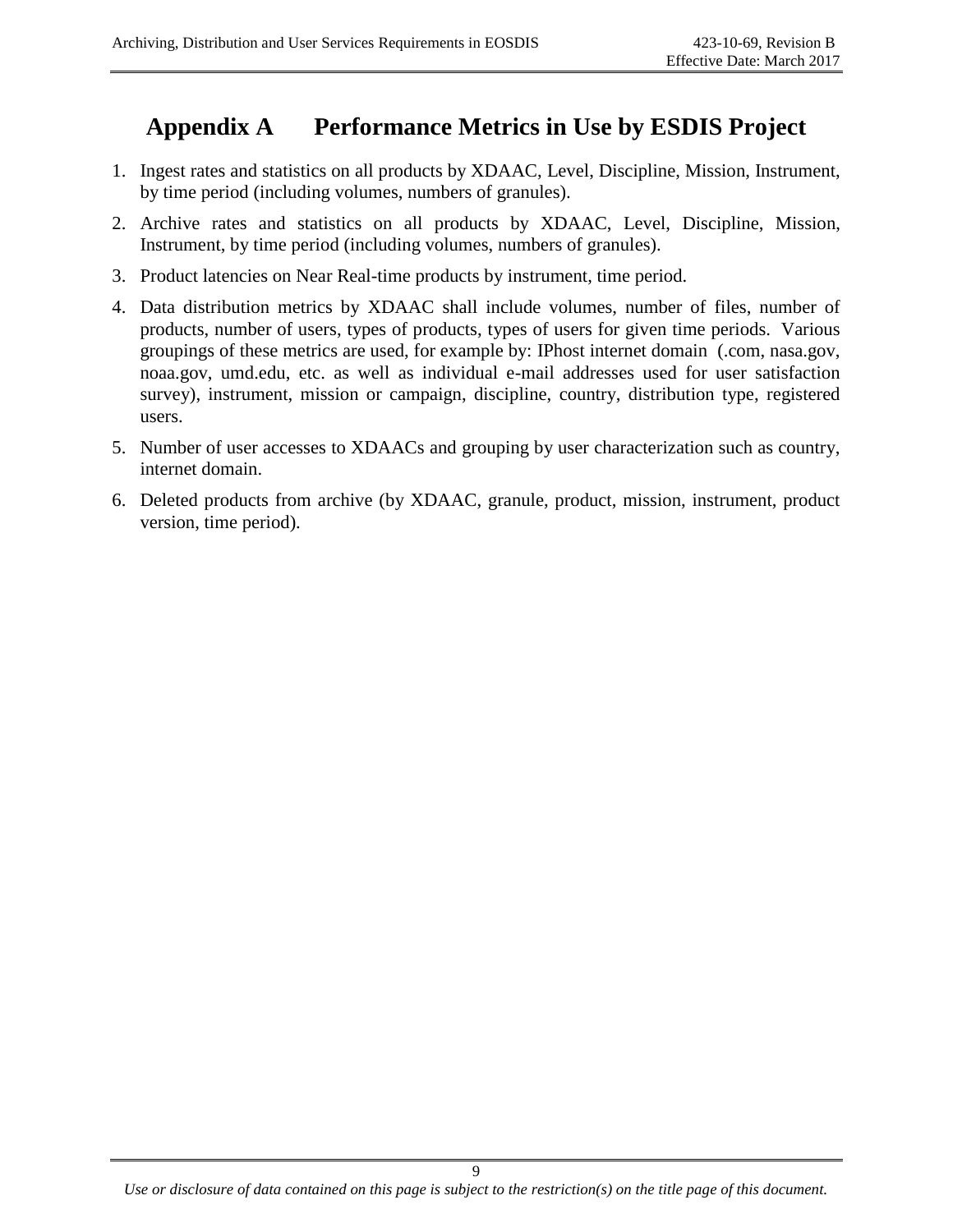# Appendix A Performance Metrics in Use by ESDIS Project

1. Ingest rates and statistics on all products by XDAAC, Level, Discipline, Mission, Instrument, by time period (including volumes, numbers of granules).
2. Archive rates and statistics on all products by XDAAC, Level, Discipline, Mission, Instrument, by time period (including volumes, numbers of granules).
3. Product latencies on Near Real-time products by instrument, time period.
4. Data distribution metrics by XDAAC shall include volumes, number of files, number of products, number of users, types of products, types of users for given time periods. Various groupings of these metrics are used, for example by: IPhost internet domain (.com, nasa.gov, noaa.gov, umd.edu, etc. as well as individual e-mail addresses used for user satisfaction survey), instrument, mission or campaign, discipline, country, distribution type, registered users.
5. Number of user accesses to XDAACs and grouping by user characterization such as country, internet domain.
6. Deleted products from archive (by XDAAC, granule, product, mission, instrument, product version, time period).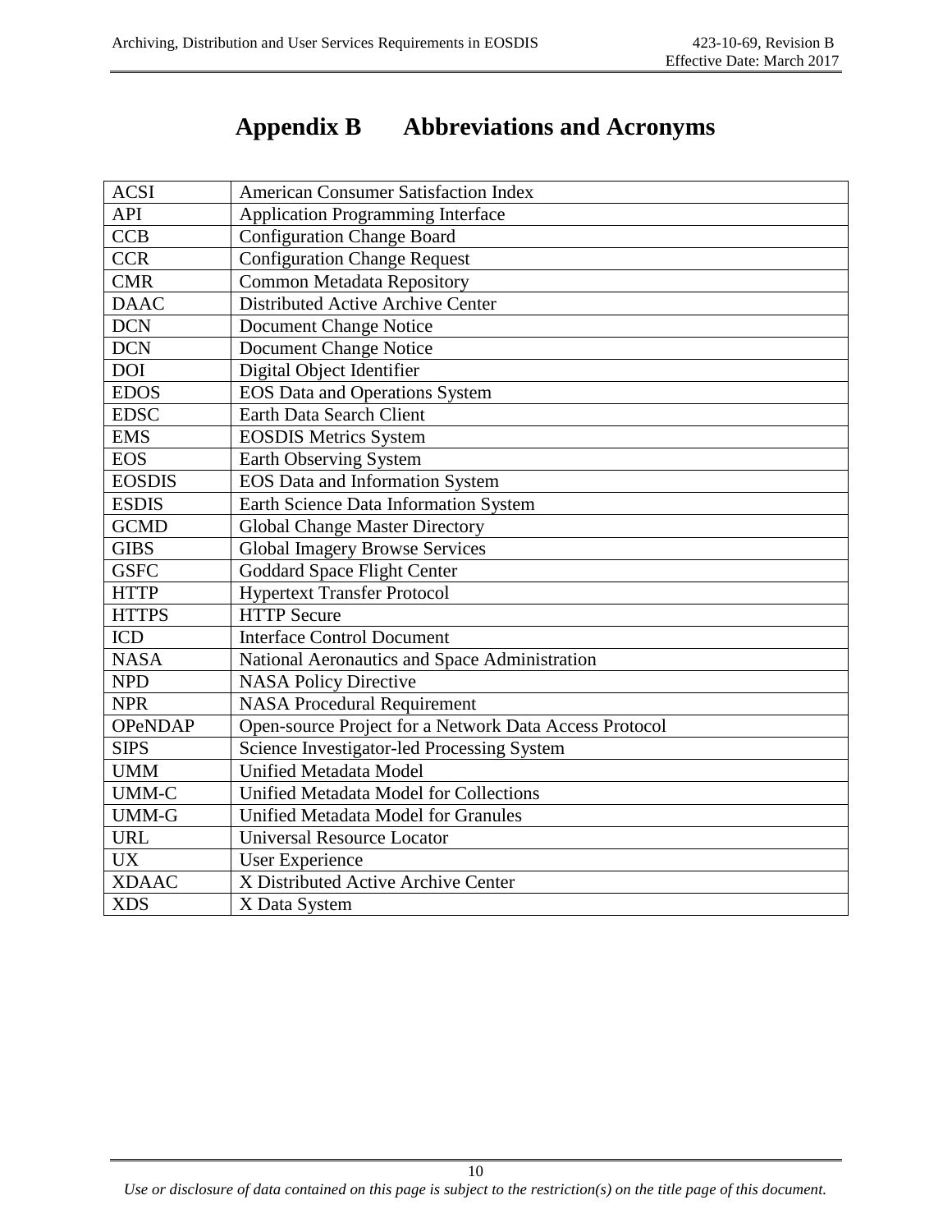# Appendix B Abbreviations and Acronyms

| | |
|---|---|
| ACSI | American Consumer Satisfaction Index |
| API | Application Programming Interface |
| CCB | Configuration Change Board |
| CCR | Configuration Change Request |
| CMR | Common Metadata Repository |
| DAAC | Distributed Active Archive Center |
| DCN | Document Change Notice |
| DCN | Document Change Notice |
| DOI | Digital Object Identifier |
| EDOS | EOS Data and Operations System |
| EDSC | Earth Data Search Client |
| EMS | EOSDIS Metrics System |
| EOS | Earth Observing System |
| EOSDIS | EOS Data and Information System |
| ESDIS | Earth Science Data Information System |
| GCMD | Global Change Master Directory |
| GIBS | Global Imagery Browse Services |
| GSFC | Goddard Space Flight Center |
| HTTP | Hypertext Transfer Protocol |
| HTTPS | HTTP Secure |
| ICD | Interface Control Document |
| NASA | National Aeronautics and Space Administration |
| NPD | NASA Policy Directive |
| NPR | NASA Procedural Requirement |
| OPeNDAP | Open-source Project for a Network Data Access Protocol |
| SIPS | Science Investigator-led Processing System |
| UMM | Unified Metadata Model |
| UMM-C | Unified Metadata Model for Collections |
| UMM-G | Unified Metadata Model for Granules |
| URL | Universal Resource Locator |
| UX | User Experience |
| XDAAC | X Distributed Active Archive Center |
| XDS | X Data System |